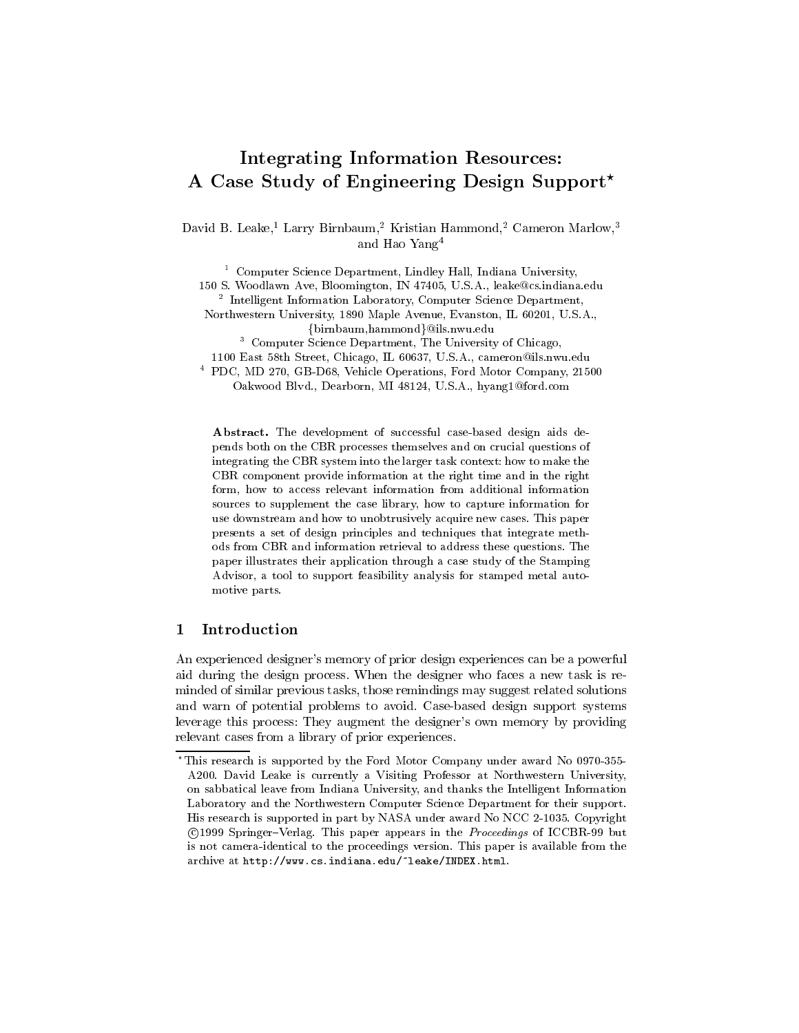# Integrating Information Resources: A Case Study of Engineering Design Support*

David B. Leake,[1] Larry Birnbaum,[2] Kristian Hammond,[2] Cameron Marlow,[3] and Hao Yang[4]

[1] Computer Science Department, Lindley Hall, Indiana University, 150 S. Woodlawn Ave, Bloomington, IN 47405, U.S.A., leake@cs.indiana.edu

[2] Intelligent Information Laboratory, Computer Science Department, Northwestern University, 1890 Maple Avenue, Evanston, IL 60201, U.S.A., {birnbaum,hammond}@ils.nwu.edu

[3] Computer Science Department, The University of Chicago, 1100 East 58th Street, Chicago, IL 60637, U.S.A., cameron@ils.nwu.edu

[4] PDC, MD 270, GB-D68, Vehicle Operations, Ford Motor Company, 21500 Oakwood Blvd., Dearborn, MI 48124, U.S.A., hyang1@ford.com

**Abstract.** The development of successful case-based design aids depends both on the CBR processes themselves and on crucial questions of integrating the CBR system into the larger task context: how to make the CBR component provide information at the right time and in the right form, how to access relevant information from additional information sources to supplement the case library, how to capture information for use downstream and how to unobtrusively acquire new cases. This paper presents a set of design principles and techniques that integrate methods from CBR and information retrieval to address these questions. The paper illustrates their application through a case study of the Stamping Advisor, a tool to support feasibility analysis for stamped metal automotive parts.

## 1 Introduction

An experienced designer's memory of prior design experiences can be a powerful aid during the design process. When the designer who faces a new task is reminded of similar previous tasks, those remindings may suggest related solutions and warn of potential problems to avoid. Case-based design support systems leverage this process: They augment the designer's own memory by providing relevant cases from a library of prior experiences.

---

* This research is supported by the Ford Motor Company under award No 0970-355-A200. David Leake is currently a Visiting Professor at Northwestern University, on sabbatical leave from Indiana University, and thanks the Intelligent Information Laboratory and the Northwestern Computer Science Department for their support. His research is supported in part by NASA under award No NCC 2-1035. Copyright ©1999 Springer–Verlag. This paper appears in the *Proceedings* of ICCBR-99 but is not camera-identical to the proceedings version. This paper is available from the archive at `http://www.cs.indiana.edu/~leake/INDEX.html`.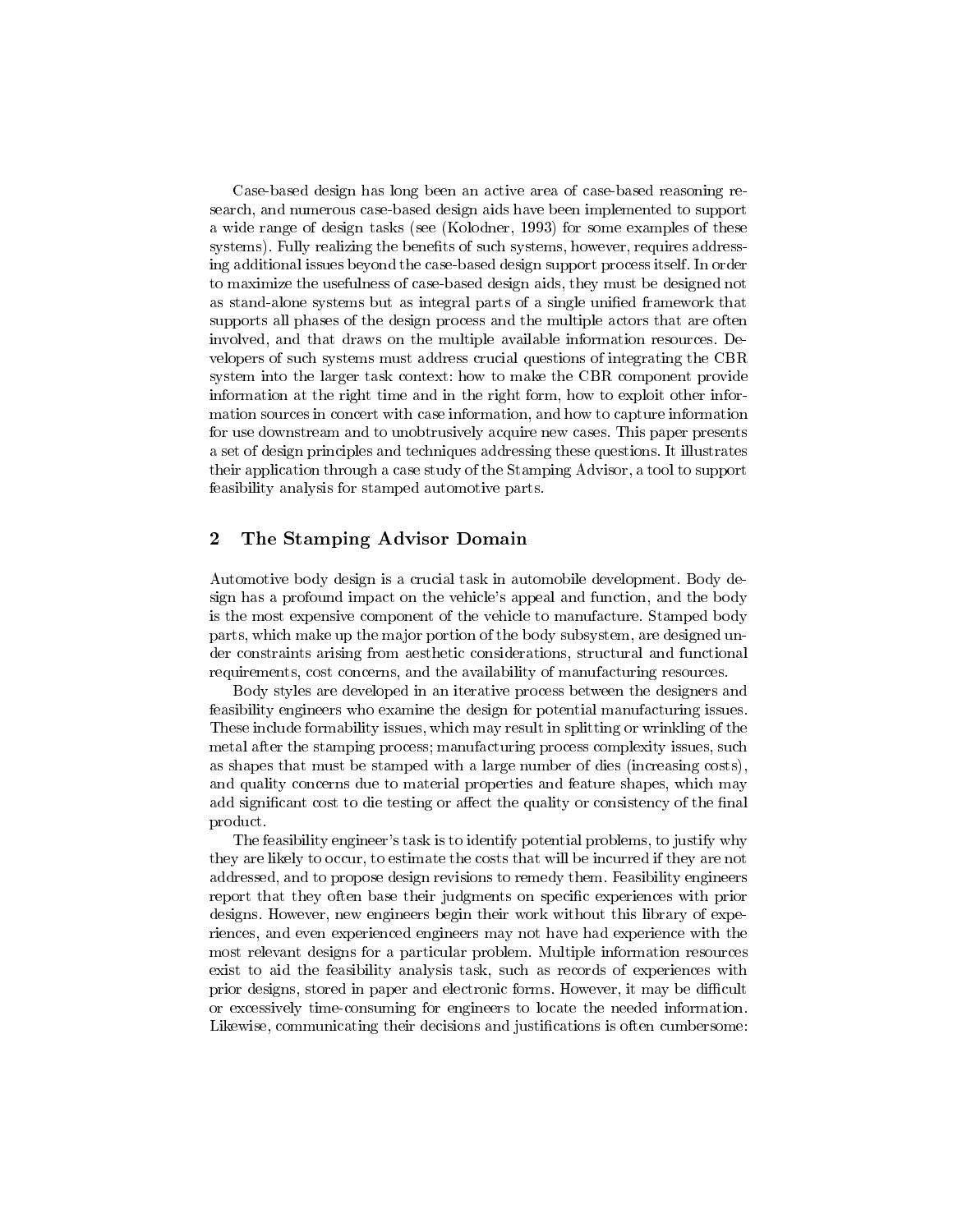Case-based design has long been an active area of case-based reasoning research, and numerous case-based design aids have been implemented to support a wide range of design tasks (see (Kolodner, 1993) for some examples of these systems). Fully realizing the benefits of such systems, however, requires addressing additional issues beyond the case-based design support process itself. In order to maximize the usefulness of case-based design aids, they must be designed not as stand-alone systems but as integral parts of a single unified framework that supports all phases of the design process and the multiple actors that are often involved, and that draws on the multiple available information resources. Developers of such systems must address crucial questions of integrating the CBR system into the larger task context: how to make the CBR component provide information at the right time and in the right form, how to exploit other information sources in concert with case information, and how to capture information for use downstream and to unobtrusively acquire new cases. This paper presents a set of design principles and techniques addressing these questions. It illustrates their application through a case study of the Stamping Advisor, a tool to support feasibility analysis for stamped automotive parts.

## 2 The Stamping Advisor Domain

Automotive body design is a crucial task in automobile development. Body design has a profound impact on the vehicle's appeal and function, and the body is the most expensive component of the vehicle to manufacture. Stamped body parts, which make up the major portion of the body subsystem, are designed under constraints arising from aesthetic considerations, structural and functional requirements, cost concerns, and the availability of manufacturing resources.

Body styles are developed in an iterative process between the designers and feasibility engineers who examine the design for potential manufacturing issues. These include formability issues, which may result in splitting or wrinkling of the metal after the stamping process; manufacturing process complexity issues, such as shapes that must be stamped with a large number of dies (increasing costs), and quality concerns due to material properties and feature shapes, which may add significant cost to die testing or affect the quality or consistency of the final product.

The feasibility engineer's task is to identify potential problems, to justify why they are likely to occur, to estimate the costs that will be incurred if they are not addressed, and to propose design revisions to remedy them. Feasibility engineers report that they often base their judgments on specific experiences with prior designs. However, new engineers begin their work without this library of experiences, and even experienced engineers may not have had experience with the most relevant designs for a particular problem. Multiple information resources exist to aid the feasibility analysis task, such as records of experiences with prior designs, stored in paper and electronic forms. However, it may be difficult or excessively time-consuming for engineers to locate the needed information. Likewise, communicating their decisions and justifications is often cumbersome: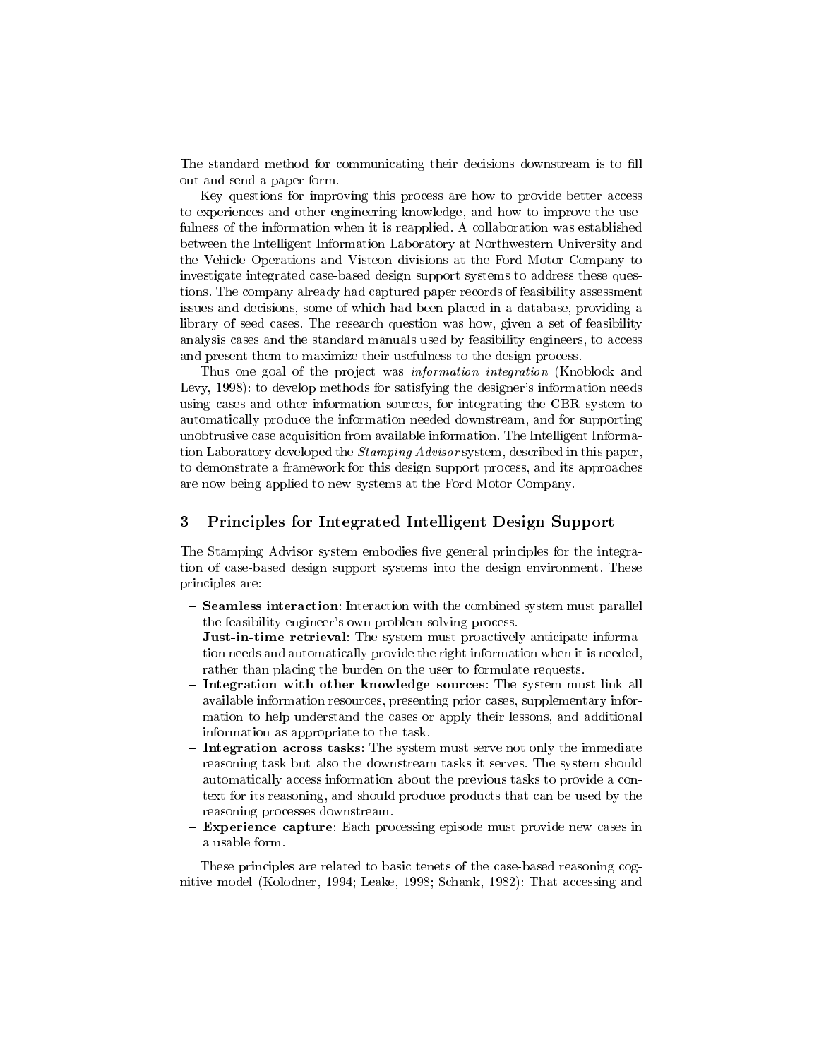The standard method for communicating their decisions downstream is to fill out and send a paper form.

Key questions for improving this process are how to provide better access to experiences and other engineering knowledge, and how to improve the usefulness of the information when it is reapplied. A collaboration was established between the Intelligent Information Laboratory at Northwestern University and the Vehicle Operations and Visteon divisions at the Ford Motor Company to investigate integrated case-based design support systems to address these questions. The company already had captured paper records of feasibility assessment issues and decisions, some of which had been placed in a database, providing a library of seed cases. The research question was how, given a set of feasibility analysis cases and the standard manuals used by feasibility engineers, to access and present them to maximize their usefulness to the design process.

Thus one goal of the project was *information integration* (Knoblock and Levy, 1998): to develop methods for satisfying the designer's information needs using cases and other information sources, for integrating the CBR system to automatically produce the information needed downstream, and for supporting unobtrusive case acquisition from available information. The Intelligent Information Laboratory developed the *Stamping Advisor* system, described in this paper, to demonstrate a framework for this design support process, and its approaches are now being applied to new systems at the Ford Motor Company.

## 3 Principles for Integrated Intelligent Design Support

The Stamping Advisor system embodies five general principles for the integration of case-based design support systems into the design environment. These principles are:

- **Seamless interaction**: Interaction with the combined system must parallel the feasibility engineer's own problem-solving process.
- **Just-in-time retrieval**: The system must proactively anticipate information needs and automatically provide the right information when it is needed, rather than placing the burden on the user to formulate requests.
- **Integration with other knowledge sources**: The system must link all available information resources, presenting prior cases, supplementary information to help understand the cases or apply their lessons, and additional information as appropriate to the task.
- **Integration across tasks**: The system must serve not only the immediate reasoning task but also the downstream tasks it serves. The system should automatically access information about the previous tasks to provide a context for its reasoning, and should produce products that can be used by the reasoning processes downstream.
- **Experience capture**: Each processing episode must provide new cases in a usable form.

These principles are related to basic tenets of the case-based reasoning cognitive model (Kolodner, 1994; Leake, 1998; Schank, 1982): That accessing and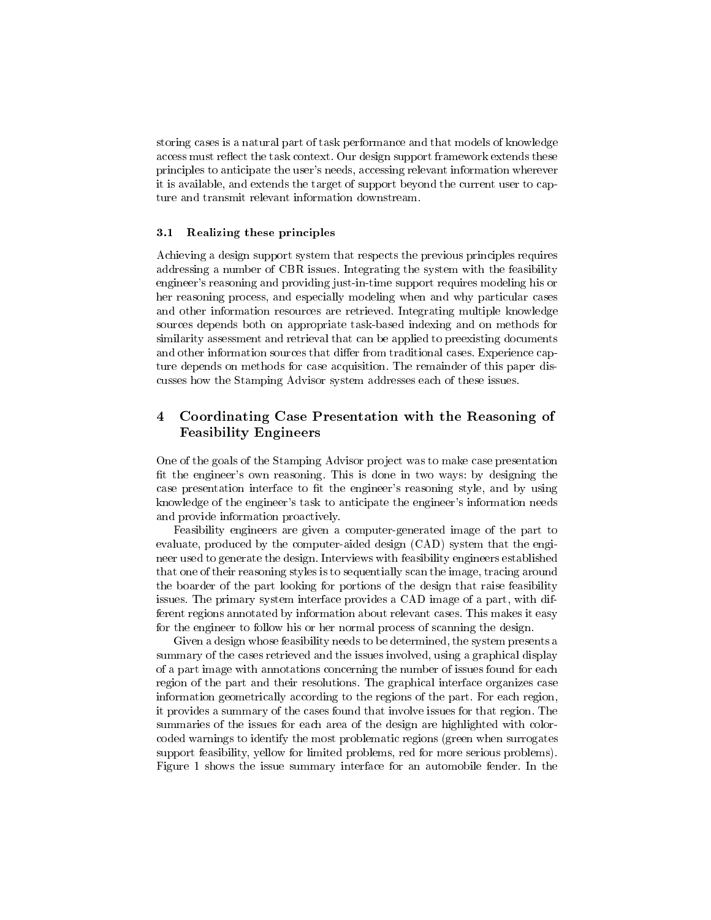storing cases is a natural part of task performance and that models of knowledge access must reflect the task context. Our design support framework extends these principles to anticipate the user's needs, accessing relevant information wherever it is available, and extends the target of support beyond the current user to capture and transmit relevant information downstream.

### 3.1 Realizing these principles

Achieving a design support system that respects the previous principles requires addressing a number of CBR issues. Integrating the system with the feasibility engineer's reasoning and providing just-in-time support requires modeling his or her reasoning process, and especially modeling when and why particular cases and other information resources are retrieved. Integrating multiple knowledge sources depends both on appropriate task-based indexing and on methods for similarity assessment and retrieval that can be applied to preexisting documents and other information sources that differ from traditional cases. Experience capture depends on methods for case acquisition. The remainder of this paper discusses how the Stamping Advisor system addresses each of these issues.

## 4 Coordinating Case Presentation with the Reasoning of Feasibility Engineers

One of the goals of the Stamping Advisor project was to make case presentation fit the engineer's own reasoning. This is done in two ways: by designing the case presentation interface to fit the engineer's reasoning style, and by using knowledge of the engineer's task to anticipate the engineer's information needs and provide information proactively.

Feasibility engineers are given a computer-generated image of the part to evaluate, produced by the computer-aided design (CAD) system that the engineer used to generate the design. Interviews with feasibility engineers established that one of their reasoning styles is to sequentially scan the image, tracing around the boarder of the part looking for portions of the design that raise feasibility issues. The primary system interface provides a CAD image of a part, with different regions annotated by information about relevant cases. This makes it easy for the engineer to follow his or her normal process of scanning the design.

Given a design whose feasibility needs to be determined, the system presents a summary of the cases retrieved and the issues involved, using a graphical display of a part image with annotations concerning the number of issues found for each region of the part and their resolutions. The graphical interface organizes case information geometrically according to the regions of the part. For each region, it provides a summary of the cases found that involve issues for that region. The summaries of the issues for each area of the design are highlighted with color-coded warnings to identify the most problematic regions (green when surrogates support feasibility, yellow for limited problems, red for more serious problems). Figure 1 shows the issue summary interface for an automobile fender. In the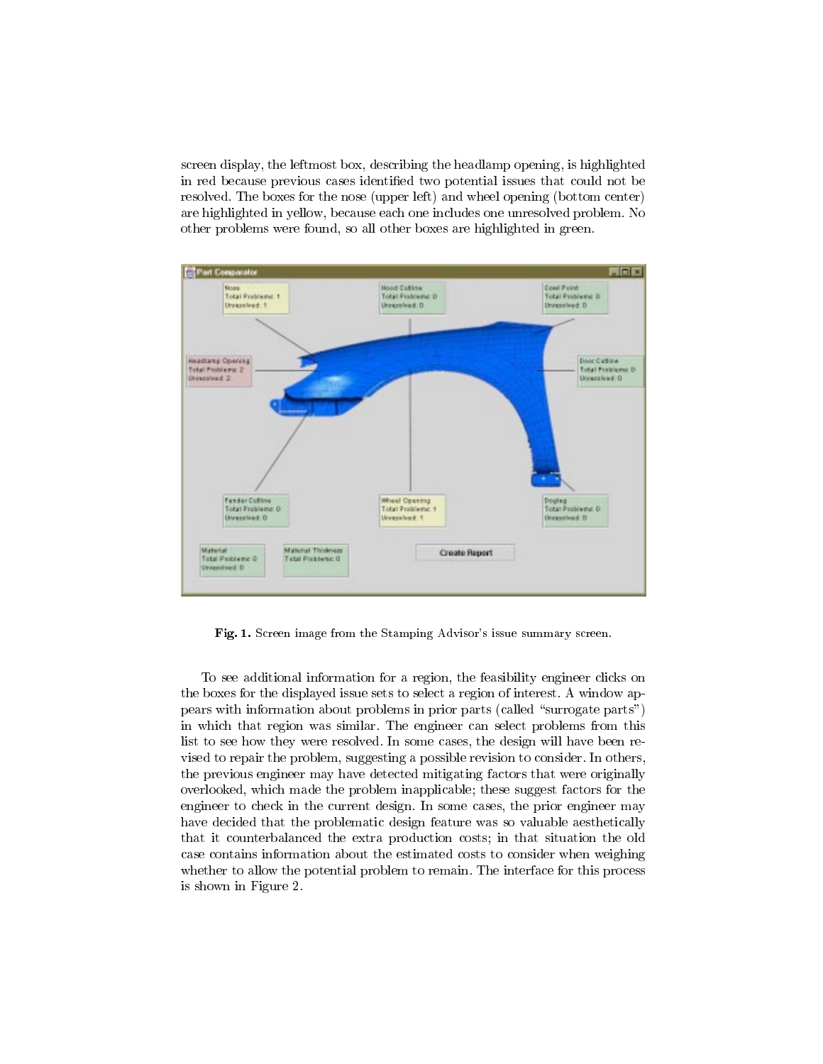screen display, the leftmost box, describing the headlamp opening, is highlighted in red because previous cases identified two potential issues that could not be resolved. The boxes for the nose (upper left) and wheel opening (bottom center) are highlighted in yellow, because each one includes one unresolved problem. No other problems were found, so all other boxes are highlighted in green.

**Fig. 1.** Screen image from the Stamping Advisor's issue summary screen.

To see additional information for a region, the feasibility engineer clicks on the boxes for the displayed issue sets to select a region of interest. A window appears with information about problems in prior parts (called "surrogate parts") in which that region was similar. The engineer can select problems from this list to see how they were resolved. In some cases, the design will have been revised to repair the problem, suggesting a possible revision to consider. In others, the previous engineer may have detected mitigating factors that were originally overlooked, which made the problem inapplicable; these suggest factors for the engineer to check in the current design. In some cases, the prior engineer may have decided that the problematic design feature was so valuable aesthetically that it counterbalanced the extra production costs; in that situation the old case contains information about the estimated costs to consider when weighing whether to allow the potential problem to remain. The interface for this process is shown in Figure 2.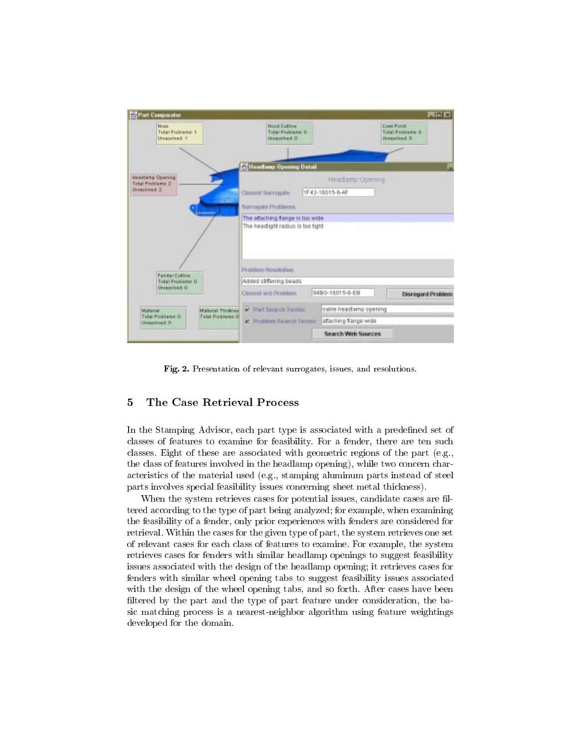Fig. 2. Presentation of relevant surrogates, issues, and resolutions.

## 5 The Case Retrieval Process

In the Stamping Advisor, each part type is associated with a predefined set of classes of features to examine for feasibility. For a fender, there are ten such classes. Eight of these are associated with geometric regions of the part (e.g., the class of features involved in the headlamp opening), while two concern characteristics of the material used (e.g., stamping aluminum parts instead of steel parts involves special feasibility issues concerning sheet metal thickness).

When the system retrieves cases for potential issues, candidate cases are filtered according to the type of part being analyzed; for example, when examining the feasibility of a fender, only prior experiences with fenders are considered for retrieval. Within the cases for the given type of part, the system retrieves one set of relevant cases for each class of features to examine. For example, the system retrieves cases for fenders with similar headlamp openings to suggest feasibility issues associated with the design of the headlamp opening; it retrieves cases for fenders with similar wheel opening tabs to suggest feasibility issues associated with the design of the wheel opening tabs, and so forth. After cases have been filtered by the part and the type of part feature under consideration, the basic matching process is a nearest-neighbor algorithm using feature weightings developed for the domain.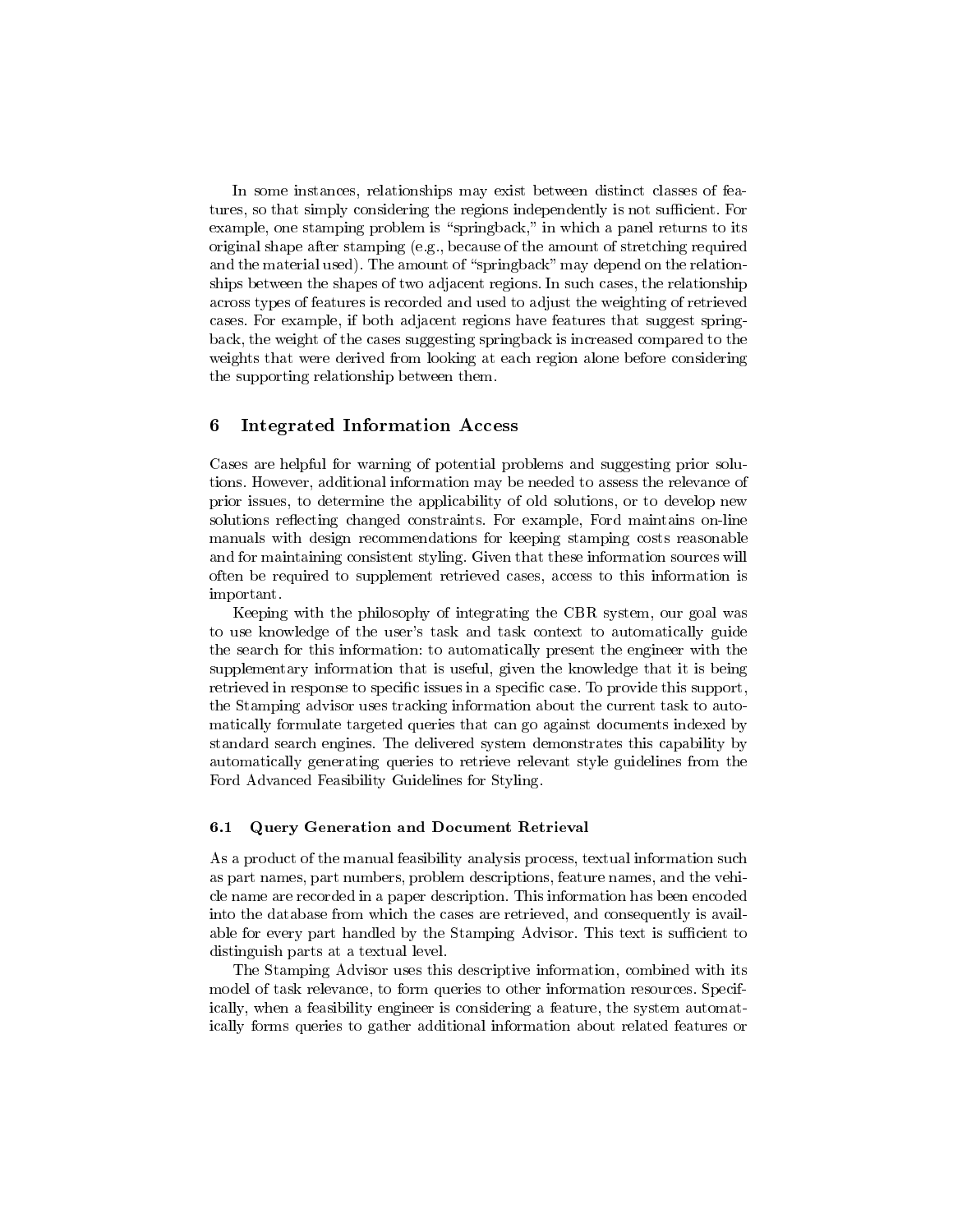In some instances, relationships may exist between distinct classes of features, so that simply considering the regions independently is not sufficient. For example, one stamping problem is "springback," in which a panel returns to its original shape after stamping (e.g., because of the amount of stretching required and the material used). The amount of "springback" may depend on the relationships between the shapes of two adjacent regions. In such cases, the relationship across types of features is recorded and used to adjust the weighting of retrieved cases. For example, if both adjacent regions have features that suggest springback, the weight of the cases suggesting springback is increased compared to the weights that were derived from looking at each region alone before considering the supporting relationship between them.

## 6 Integrated Information Access

Cases are helpful for warning of potential problems and suggesting prior solutions. However, additional information may be needed to assess the relevance of prior issues, to determine the applicability of old solutions, or to develop new solutions reflecting changed constraints. For example, Ford maintains on-line manuals with design recommendations for keeping stamping costs reasonable and for maintaining consistent styling. Given that these information sources will often be required to supplement retrieved cases, access to this information is important.

Keeping with the philosophy of integrating the CBR system, our goal was to use knowledge of the user's task and task context to automatically guide the search for this information: to automatically present the engineer with the supplementary information that is useful, given the knowledge that it is being retrieved in response to specific issues in a specific case. To provide this support, the Stamping advisor uses tracking information about the current task to automatically formulate targeted queries that can go against documents indexed by standard search engines. The delivered system demonstrates this capability by automatically generating queries to retrieve relevant style guidelines from the Ford Advanced Feasibility Guidelines for Styling.

### 6.1 Query Generation and Document Retrieval

As a product of the manual feasibility analysis process, textual information such as part names, part numbers, problem descriptions, feature names, and the vehicle name are recorded in a paper description. This information has been encoded into the database from which the cases are retrieved, and consequently is available for every part handled by the Stamping Advisor. This text is sufficient to distinguish parts at a textual level.

The Stamping Advisor uses this descriptive information, combined with its model of task relevance, to form queries to other information resources. Specifically, when a feasibility engineer is considering a feature, the system automatically forms queries to gather additional information about related features or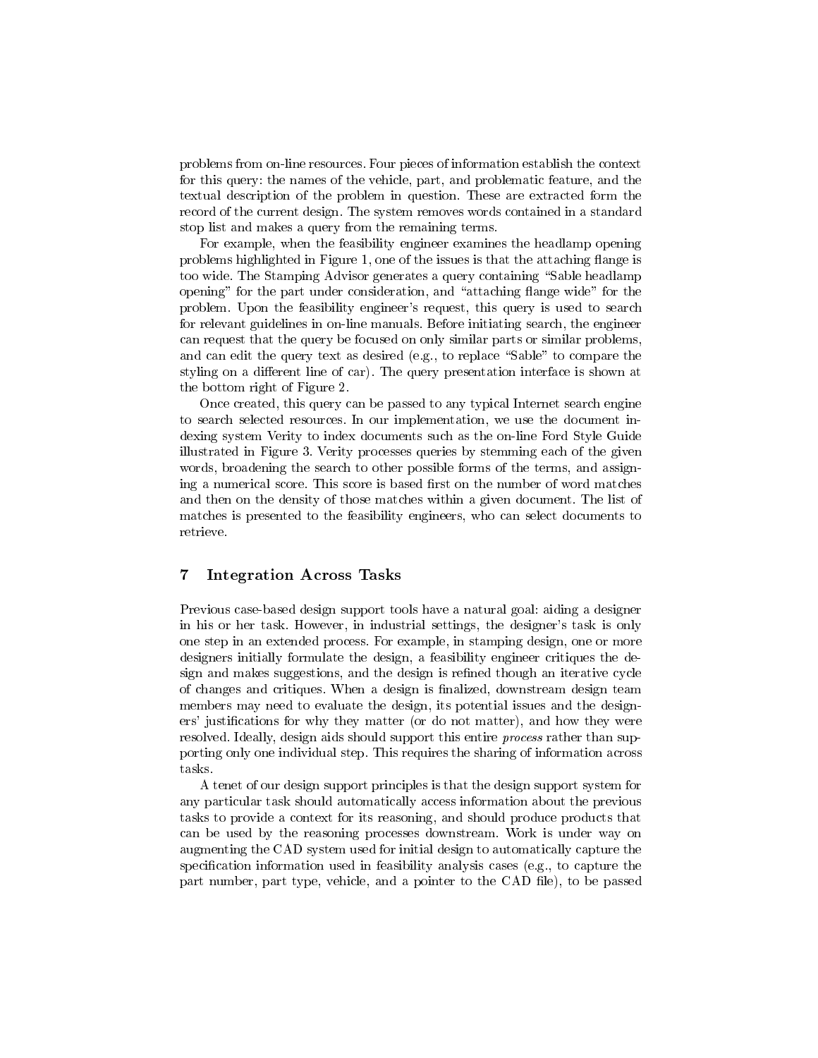problems from on-line resources. Four pieces of information establish the context for this query: the names of the vehicle, part, and problematic feature, and the textual description of the problem in question. These are extracted form the record of the current design. The system removes words contained in a standard stop list and makes a query from the remaining terms.

For example, when the feasibility engineer examines the headlamp opening problems highlighted in Figure 1, one of the issues is that the attaching flange is too wide. The Stamping Advisor generates a query containing "Sable headlamp opening" for the part under consideration, and "attaching flange wide" for the problem. Upon the feasibility engineer's request, this query is used to search for relevant guidelines in on-line manuals. Before initiating search, the engineer can request that the query be focused on only similar parts or similar problems, and can edit the query text as desired (e.g., to replace "Sable" to compare the styling on a different line of car). The query presentation interface is shown at the bottom right of Figure 2.

Once created, this query can be passed to any typical Internet search engine to search selected resources. In our implementation, we use the document indexing system Verity to index documents such as the on-line Ford Style Guide illustrated in Figure 3. Verity processes queries by stemming each of the given words, broadening the search to other possible forms of the terms, and assigning a numerical score. This score is based first on the number of word matches and then on the density of those matches within a given document. The list of matches is presented to the feasibility engineers, who can select documents to retrieve.

## 7 Integration Across Tasks

Previous case-based design support tools have a natural goal: aiding a designer in his or her task. However, in industrial settings, the designer's task is only one step in an extended process. For example, in stamping design, one or more designers initially formulate the design, a feasibility engineer critiques the design and makes suggestions, and the design is refined though an iterative cycle of changes and critiques. When a design is finalized, downstream design team members may need to evaluate the design, its potential issues and the designers' justifications for why they matter (or do not matter), and how they were resolved. Ideally, design aids should support this entire *process* rather than supporting only one individual step. This requires the sharing of information across tasks.

A tenet of our design support principles is that the design support system for any particular task should automatically access information about the previous tasks to provide a context for its reasoning, and should produce products that can be used by the reasoning processes downstream. Work is under way on augmenting the CAD system used for initial design to automatically capture the specification information used in feasibility analysis cases (e.g., to capture the part number, part type, vehicle, and a pointer to the CAD file), to be passed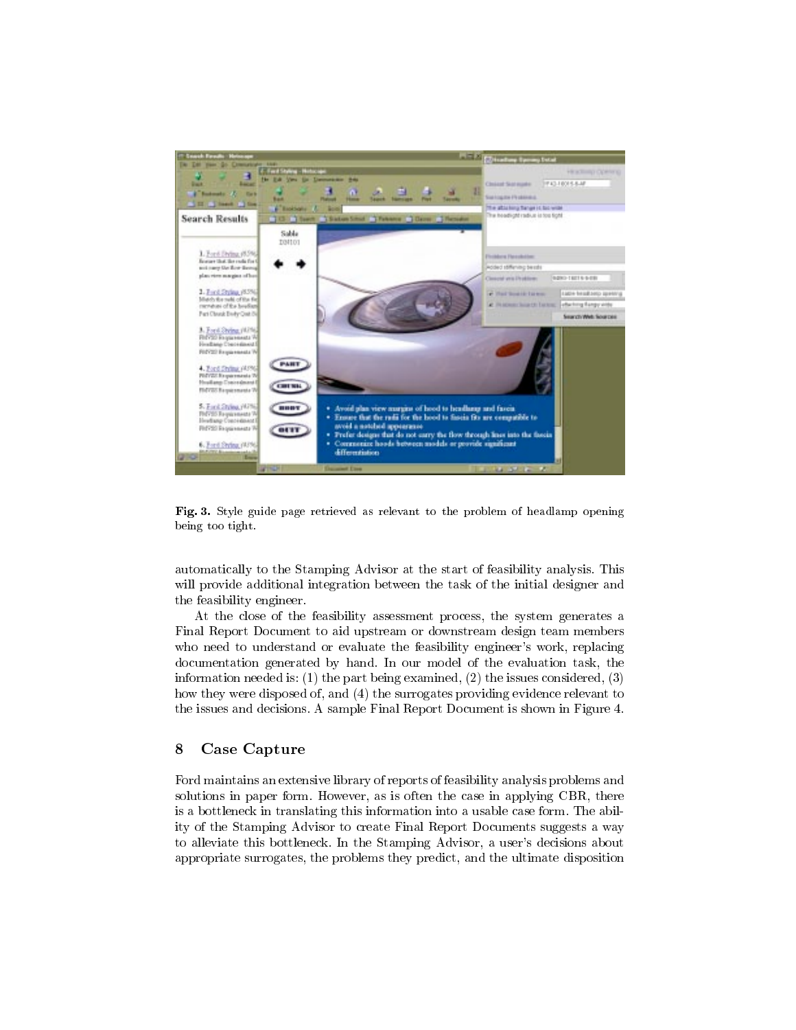**Fig. 3.** Style guide page retrieved as relevant to the problem of headlamp opening being too tight.

automatically to the Stamping Advisor at the start of feasibility analysis. This will provide additional integration between the task of the initial designer and the feasibility engineer.

At the close of the feasibility assessment process, the system generates a Final Report Document to aid upstream or downstream design team members who need to understand or evaluate the feasibility engineer's work, replacing documentation generated by hand. In our model of the evaluation task, the information needed is: (1) the part being examined, (2) the issues considered, (3) how they were disposed of, and (4) the surrogates providing evidence relevant to the issues and decisions. A sample Final Report Document is shown in Figure 4.

## 8 Case Capture

Ford maintains an extensive library of reports of feasibility analysis problems and solutions in paper form. However, as is often the case in applying CBR, there is a bottleneck in translating this information into a usable case form. The ability of the Stamping Advisor to create Final Report Documents suggests a way to alleviate this bottleneck. In the Stamping Advisor, a user's decisions about appropriate surrogates, the problems they predict, and the ultimate disposition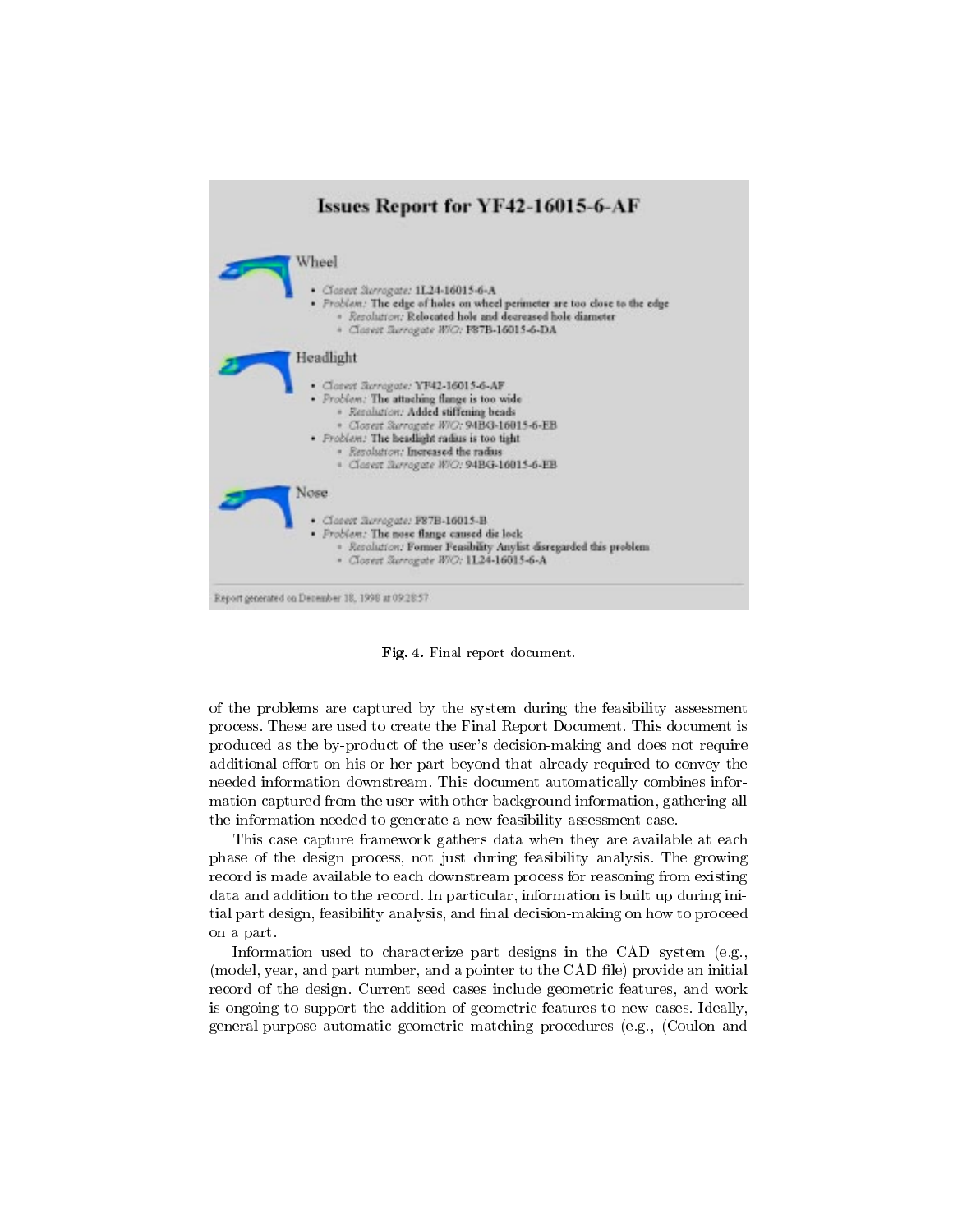# Issues Report for YF42-16015-6-AF

Wheel

- *Closest Surrogate:* 1L24-16015-6-A
- *Problem:* The edge of holes on wheel perimeter are too close to the edge
  - *Resolution:* Relocated hole and decreased hole diameter
  - *Closest Surrogate W/O:* F87B-16015-6-DA

Headlight

- *Closest Surrogate:* YF42-16015-6-AF
- *Problem:* The attaching flange is too wide
  - *Resolution:* Added stiffening beads
  - *Closest Surrogate W/O:* 94BG-16015-6-EB
- *Problem:* The headlight radius is too tight
  - *Resolution:* Increased the radius
  - *Closest Surrogate W/O:* 94BG-16015-6-EB

Nose

- *Closest Surrogate:* F87B-16015-B
- *Problem:* The nose flange caused die lock
  - *Resolution:* Former Feasibility Anylist disregarded this problem
  - *Closest Surrogate W/O:* 1L24-16015-6-A

Report generated on December 18, 1998 at 09:28:57

**Fig. 4.** Final report document.

of the problems are captured by the system during the feasibility assessment process. These are used to create the Final Report Document. This document is produced as the by-product of the user's decision-making and does not require additional effort on his or her part beyond that already required to convey the needed information downstream. This document automatically combines information captured from the user with other background information, gathering all the information needed to generate a new feasibility assessment case.

This case capture framework gathers data when they are available at each phase of the design process, not just during feasibility analysis. The growing record is made available to each downstream process for reasoning from existing data and addition to the record. In particular, information is built up during initial part design, feasibility analysis, and final decision-making on how to proceed on a part.

Information used to characterize part designs in the CAD system (e.g., (model, year, and part number, and a pointer to the CAD file) provide an initial record of the design. Current seed cases include geometric features, and work is ongoing to support the addition of geometric features to new cases. Ideally, general-purpose automatic geometric matching procedures (e.g., (Coulon and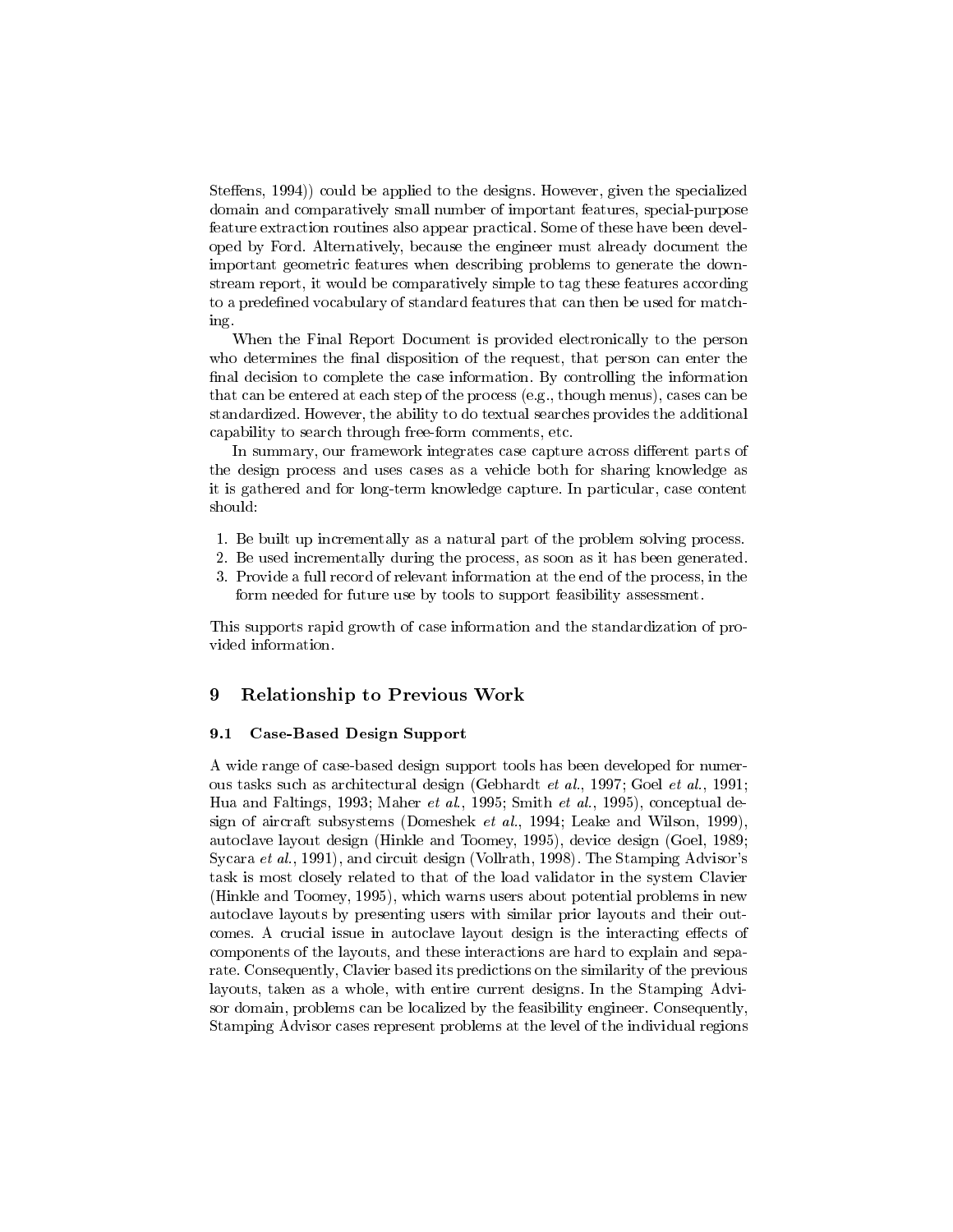Steffens, 1994)) could be applied to the designs. However, given the specialized domain and comparatively small number of important features, special-purpose feature extraction routines also appear practical. Some of these have been developed by Ford. Alternatively, because the engineer must already document the important geometric features when describing problems to generate the downstream report, it would be comparatively simple to tag these features according to a predefined vocabulary of standard features that can then be used for matching.

When the Final Report Document is provided electronically to the person who determines the final disposition of the request, that person can enter the final decision to complete the case information. By controlling the information that can be entered at each step of the process (e.g., though menus), cases can be standardized. However, the ability to do textual searches provides the additional capability to search through free-form comments, etc.

In summary, our framework integrates case capture across different parts of the design process and uses cases as a vehicle both for sharing knowledge as it is gathered and for long-term knowledge capture. In particular, case content should:

1. Be built up incrementally as a natural part of the problem solving process.
2. Be used incrementally during the process, as soon as it has been generated.
3. Provide a full record of relevant information at the end of the process, in the form needed for future use by tools to support feasibility assessment.

This supports rapid growth of case information and the standardization of provided information.

## 9 Relationship to Previous Work

### 9.1 Case-Based Design Support

A wide range of case-based design support tools has been developed for numerous tasks such as architectural design (Gebhardt *et al.*, 1997; Goel *et al.*, 1991; Hua and Faltings, 1993; Maher *et al.*, 1995; Smith *et al.*, 1995), conceptual design of aircraft subsystems (Domeshek *et al.*, 1994; Leake and Wilson, 1999), autoclave layout design (Hinkle and Toomey, 1995), device design (Goel, 1989; Sycara *et al.*, 1991), and circuit design (Vollrath, 1998). The Stamping Advisor's task is most closely related to that of the load validator in the system Clavier (Hinkle and Toomey, 1995), which warns users about potential problems in new autoclave layouts by presenting users with similar prior layouts and their outcomes. A crucial issue in autoclave layout design is the interacting effects of components of the layouts, and these interactions are hard to explain and separate. Consequently, Clavier based its predictions on the similarity of the previous layouts, taken as a whole, with entire current designs. In the Stamping Advisor domain, problems can be localized by the feasibility engineer. Consequently, Stamping Advisor cases represent problems at the level of the individual regions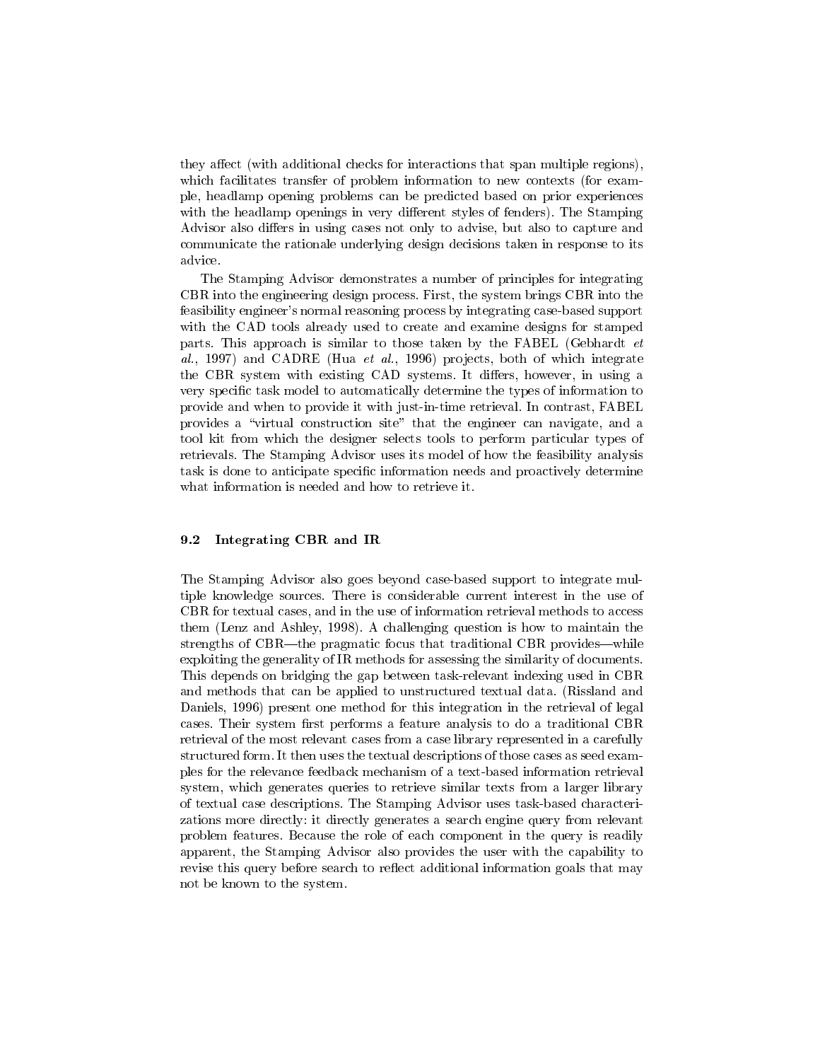they affect (with additional checks for interactions that span multiple regions), which facilitates transfer of problem information to new contexts (for example, headlamp opening problems can be predicted based on prior experiences with the headlamp openings in very different styles of fenders). The Stamping Advisor also differs in using cases not only to advise, but also to capture and communicate the rationale underlying design decisions taken in response to its advice.

The Stamping Advisor demonstrates a number of principles for integrating CBR into the engineering design process. First, the system brings CBR into the feasibility engineer's normal reasoning process by integrating case-based support with the CAD tools already used to create and examine designs for stamped parts. This approach is similar to those taken by the FABEL (Gebhardt *et al.*, 1997) and CADRE (Hua *et al.*, 1996) projects, both of which integrate the CBR system with existing CAD systems. It differs, however, in using a very specific task model to automatically determine the types of information to provide and when to provide it with just-in-time retrieval. In contrast, FABEL provides a "virtual construction site" that the engineer can navigate, and a tool kit from which the designer selects tools to perform particular types of retrievals. The Stamping Advisor uses its model of how the feasibility analysis task is done to anticipate specific information needs and proactively determine what information is needed and how to retrieve it.

### 9.2 Integrating CBR and IR

The Stamping Advisor also goes beyond case-based support to integrate multiple knowledge sources. There is considerable current interest in the use of CBR for textual cases, and in the use of information retrieval methods to access them (Lenz and Ashley, 1998). A challenging question is how to maintain the strengths of CBR—the pragmatic focus that traditional CBR provides—while exploiting the generality of IR methods for assessing the similarity of documents. This depends on bridging the gap between task-relevant indexing used in CBR and methods that can be applied to unstructured textual data. (Rissland and Daniels, 1996) present one method for this integration in the retrieval of legal cases. Their system first performs a feature analysis to do a traditional CBR retrieval of the most relevant cases from a case library represented in a carefully structured form. It then uses the textual descriptions of those cases as seed examples for the relevance feedback mechanism of a text-based information retrieval system, which generates queries to retrieve similar texts from a larger library of textual case descriptions. The Stamping Advisor uses task-based characterizations more directly: it directly generates a search engine query from relevant problem features. Because the role of each component in the query is readily apparent, the Stamping Advisor also provides the user with the capability to revise this query before search to reflect additional information goals that may not be known to the system.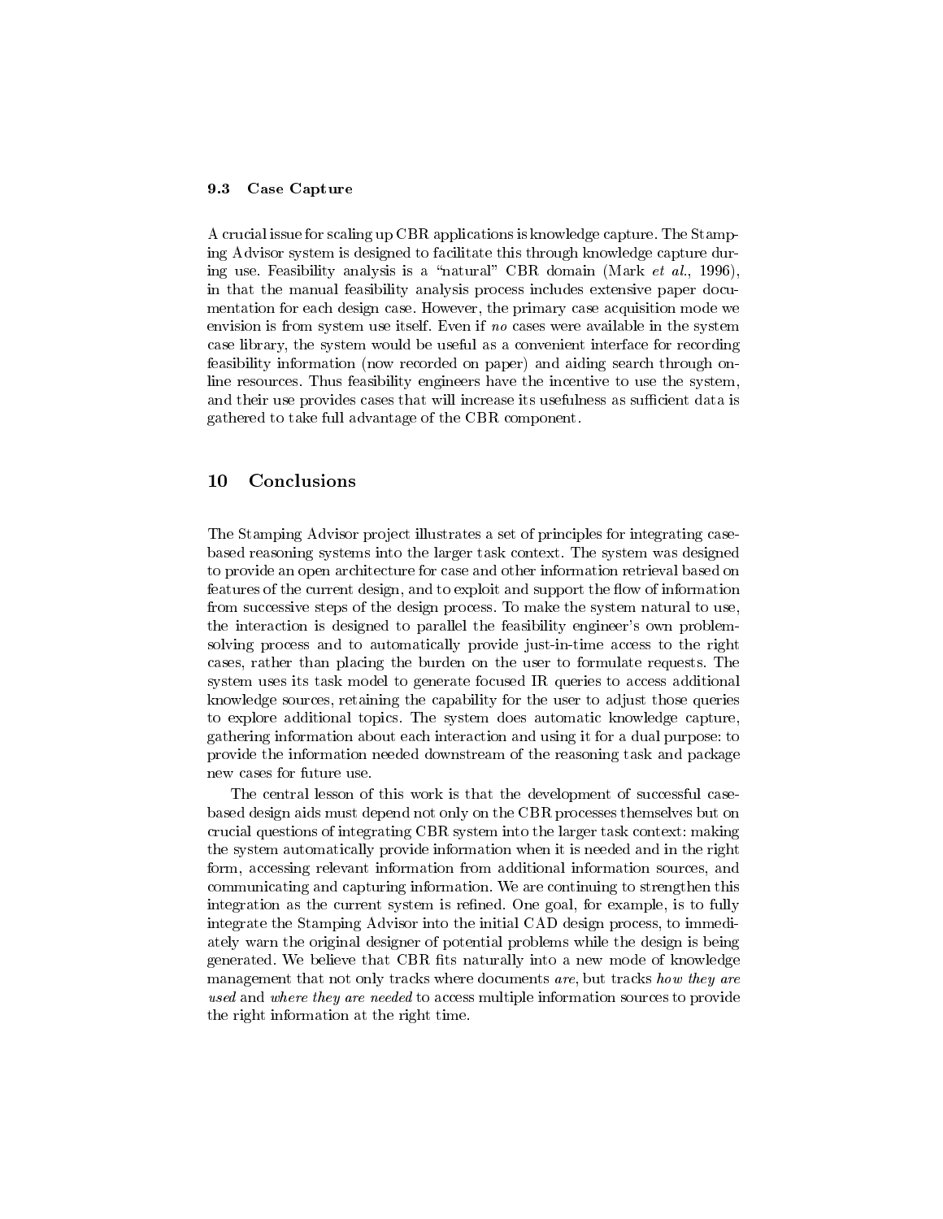### 9.3 Case Capture

A crucial issue for scaling up CBR applications is knowledge capture. The Stamping Advisor system is designed to facilitate this through knowledge capture during use. Feasibility analysis is a "natural" CBR domain (Mark *et al.*, 1996), in that the manual feasibility analysis process includes extensive paper documentation for each design case. However, the primary case acquisition mode we envision is from system use itself. Even if *no* cases were available in the system case library, the system would be useful as a convenient interface for recording feasibility information (now recorded on paper) and aiding search through online resources. Thus feasibility engineers have the incentive to use the system, and their use provides cases that will increase its usefulness as sufficient data is gathered to take full advantage of the CBR component.

## 10 Conclusions

The Stamping Advisor project illustrates a set of principles for integrating case-based reasoning systems into the larger task context. The system was designed to provide an open architecture for case and other information retrieval based on features of the current design, and to exploit and support the flow of information from successive steps of the design process. To make the system natural to use, the interaction is designed to parallel the feasibility engineer's own problem-solving process and to automatically provide just-in-time access to the right cases, rather than placing the burden on the user to formulate requests. The system uses its task model to generate focused IR queries to access additional knowledge sources, retaining the capability for the user to adjust those queries to explore additional topics. The system does automatic knowledge capture, gathering information about each interaction and using it for a dual purpose: to provide the information needed downstream of the reasoning task and package new cases for future use.

The central lesson of this work is that the development of successful case-based design aids must depend not only on the CBR processes themselves but on crucial questions of integrating CBR system into the larger task context: making the system automatically provide information when it is needed and in the right form, accessing relevant information from additional information sources, and communicating and capturing information. We are continuing to strengthen this integration as the current system is refined. One goal, for example, is to fully integrate the Stamping Advisor into the initial CAD design process, to immediately warn the original designer of potential problems while the design is being generated. We believe that CBR fits naturally into a new mode of knowledge management that not only tracks where documents *are*, but tracks *how they are used* and *where they are needed* to access multiple information sources to provide the right information at the right time.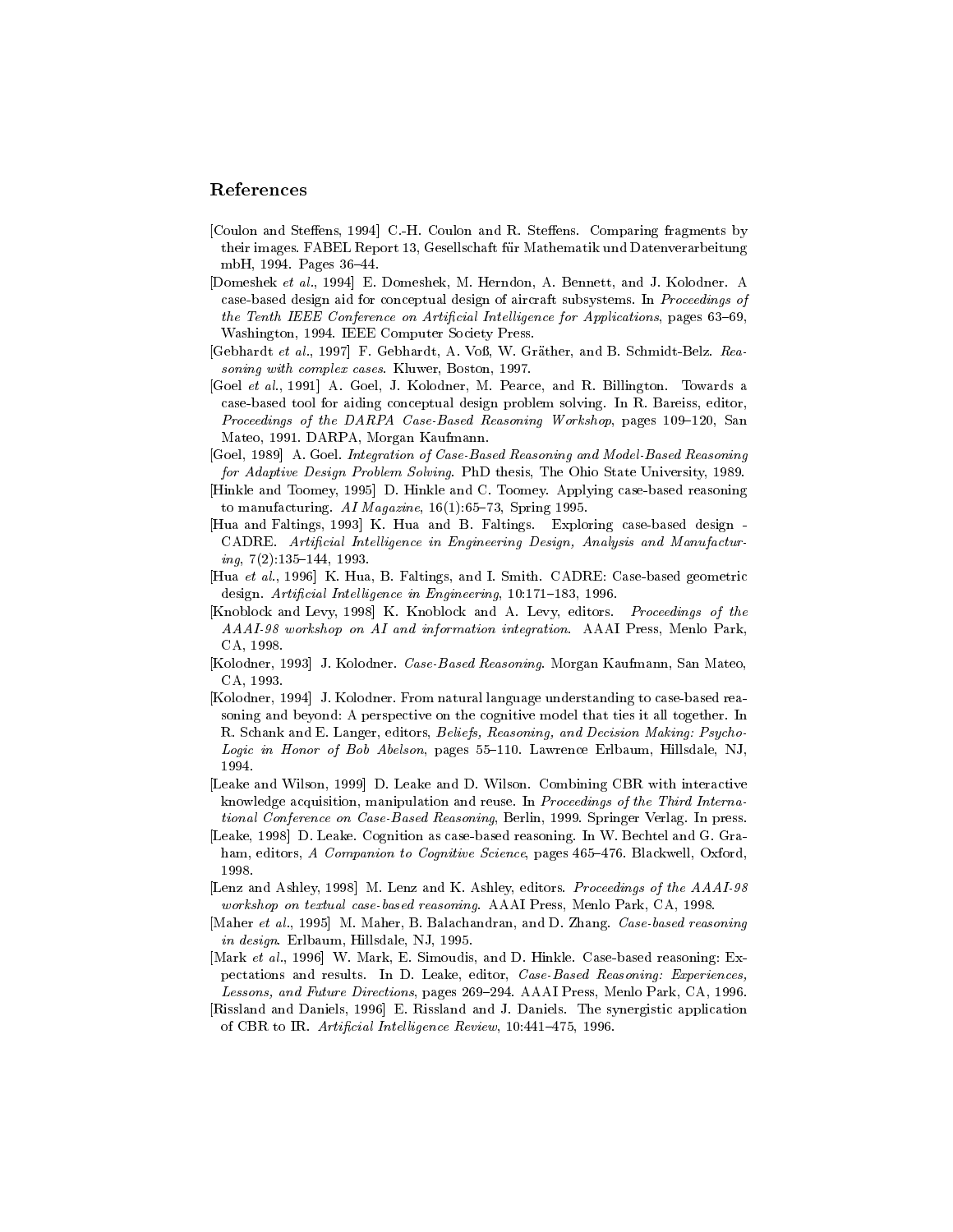## References

[Coulon and Steffens, 1994] C.-H. Coulon and R. Steffens. Comparing fragments by their images. FABEL Report 13, Gesellschaft für Mathematik und Datenverarbeitung mbH, 1994. Pages 36–44.

[Domeshek *et al.*, 1994] E. Domeshek, M. Herndon, A. Bennett, and J. Kolodner. A case-based design aid for conceptual design of aircraft subsystems. In *Proceedings of the Tenth IEEE Conference on Artificial Intelligence for Applications*, pages 63–69, Washington, 1994. IEEE Computer Society Press.

[Gebhardt *et al.*, 1997] F. Gebhardt, A. Voß, W. Gräther, and B. Schmidt-Belz. *Reasoning with complex cases*. Kluwer, Boston, 1997.

[Goel *et al.*, 1991] A. Goel, J. Kolodner, M. Pearce, and R. Billington. Towards a case-based tool for aiding conceptual design problem solving. In R. Bareiss, editor, *Proceedings of the DARPA Case-Based Reasoning Workshop*, pages 109–120, San Mateo, 1991. DARPA, Morgan Kaufmann.

[Goel, 1989] A. Goel. *Integration of Case-Based Reasoning and Model-Based Reasoning for Adaptive Design Problem Solving*. PhD thesis, The Ohio State University, 1989.

[Hinkle and Toomey, 1995] D. Hinkle and C. Toomey. Applying case-based reasoning to manufacturing. *AI Magazine*, 16(1):65–73, Spring 1995.

[Hua and Faltings, 1993] K. Hua and B. Faltings. Exploring case-based design - CADRE. *Artificial Intelligence in Engineering Design, Analysis and Manufacturing*, 7(2):135–144, 1993.

[Hua *et al.*, 1996] K. Hua, B. Faltings, and I. Smith. CADRE: Case-based geometric design. *Artificial Intelligence in Engineering*, 10:171–183, 1996.

[Knoblock and Levy, 1998] K. Knoblock and A. Levy, editors. *Proceedings of the AAAI-98 workshop on AI and information integration*. AAAI Press, Menlo Park, CA, 1998.

[Kolodner, 1993] J. Kolodner. *Case-Based Reasoning*. Morgan Kaufmann, San Mateo, CA, 1993.

[Kolodner, 1994] J. Kolodner. From natural language understanding to case-based reasoning and beyond: A perspective on the cognitive model that ties it all together. In R. Schank and E. Langer, editors, *Beliefs, Reasoning, and Decision Making: Psycho-Logic in Honor of Bob Abelson*, pages 55–110. Lawrence Erlbaum, Hillsdale, NJ, 1994.

[Leake and Wilson, 1999] D. Leake and D. Wilson. Combining CBR with interactive knowledge acquisition, manipulation and reuse. In *Proceedings of the Third International Conference on Case-Based Reasoning*, Berlin, 1999. Springer Verlag. In press.

[Leake, 1998] D. Leake. Cognition as case-based reasoning. In W. Bechtel and G. Graham, editors, *A Companion to Cognitive Science*, pages 465–476. Blackwell, Oxford, 1998.

[Lenz and Ashley, 1998] M. Lenz and K. Ashley, editors. *Proceedings of the AAAI-98 workshop on textual case-based reasoning*. AAAI Press, Menlo Park, CA, 1998.

[Maher *et al.*, 1995] M. Maher, B. Balachandran, and D. Zhang. *Case-based reasoning in design*. Erlbaum, Hillsdale, NJ, 1995.

[Mark *et al.*, 1996] W. Mark, E. Simoudis, and D. Hinkle. Case-based reasoning: Expectations and results. In D. Leake, editor, *Case-Based Reasoning: Experiences, Lessons, and Future Directions*, pages 269–294. AAAI Press, Menlo Park, CA, 1996.

[Rissland and Daniels, 1996] E. Rissland and J. Daniels. The synergistic application of CBR to IR. *Artificial Intelligence Review*, 10:441–475, 1996.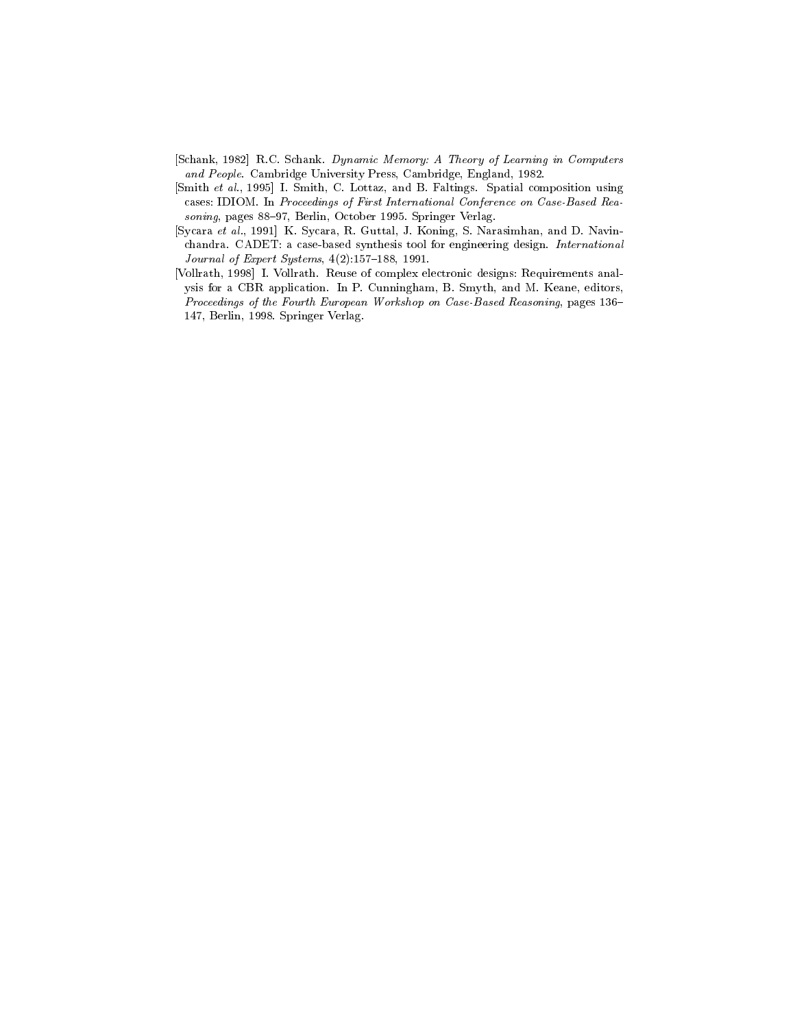[Schank, 1982] R.C. Schank. *Dynamic Memory: A Theory of Learning in Computers and People*. Cambridge University Press, Cambridge, England, 1982.

[Smith *et al.*, 1995] I. Smith, C. Lottaz, and B. Faltings. Spatial composition using cases: IDIOM. In *Proceedings of First International Conference on Case-Based Reasoning*, pages 88–97, Berlin, October 1995. Springer Verlag.

[Sycara *et al.*, 1991] K. Sycara, R. Guttal, J. Koning, S. Narasimhan, and D. Navinchandra. CADET: a case-based synthesis tool for engineering design. *International Journal of Expert Systems*, 4(2):157–188, 1991.

[Vollrath, 1998] I. Vollrath. Reuse of complex electronic designs: Requirements analysis for a CBR application. In P. Cunningham, B. Smyth, and M. Keane, editors, *Proceedings of the Fourth European Workshop on Case-Based Reasoning*, pages 136–147, Berlin, 1998. Springer Verlag.